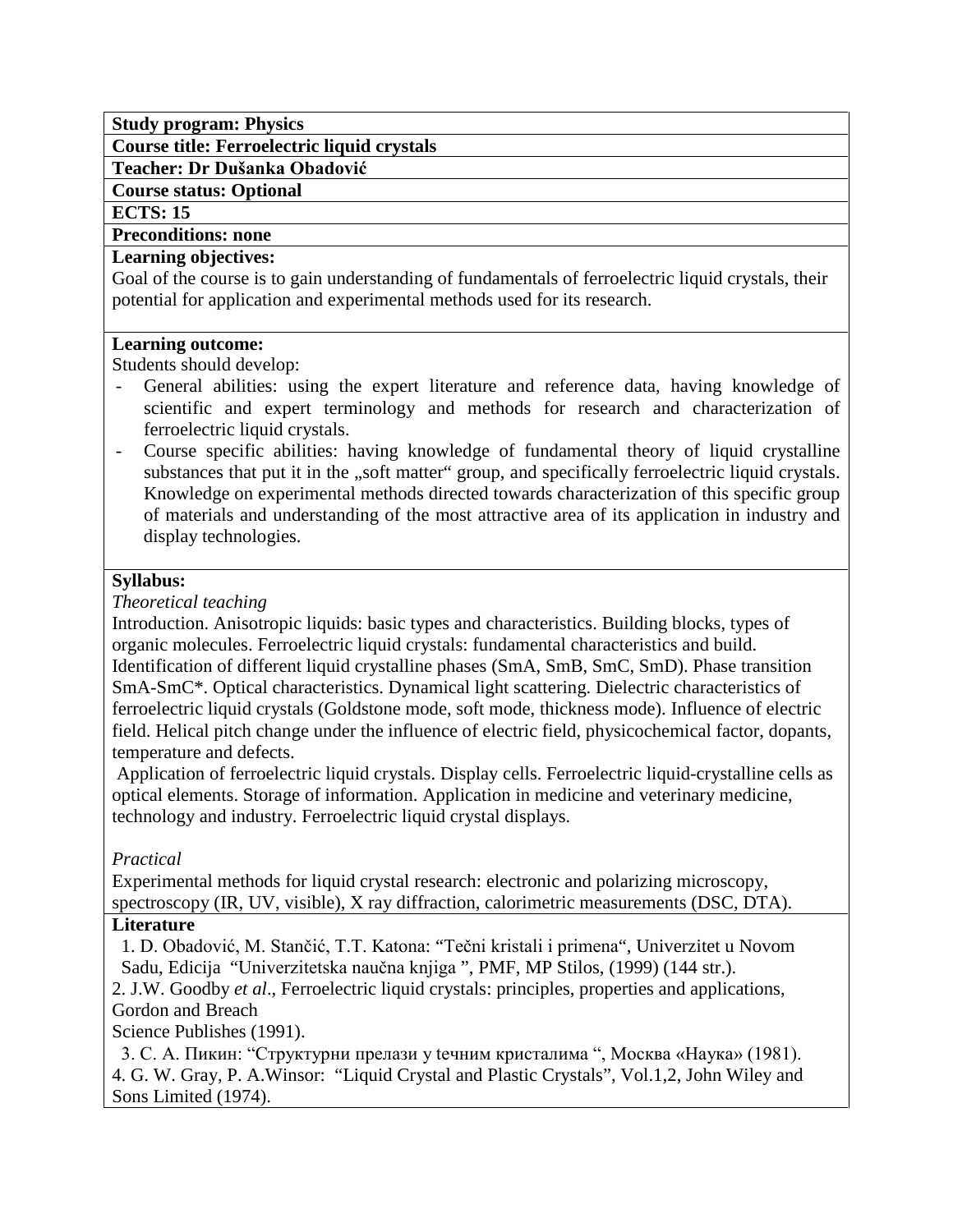**Study program: Physics**

**Course title: Ferroelectric liquid crystals**

**Teacher: Dr Dušanka Obadović**

**Course status: Optional**

**ECTS: 15**

**Preconditions: none**

**Learning objectives:**

Goal of the course is to gain understanding of fundamentals of ferroelectric liquid crystals, their potential for application and experimental methods used for its research.

**Learning outcome:**

Students should develop:

- General abilities: using the expert literature and reference data, having knowledge of scientific and expert terminology and methods for research and characterization of ferroelectric liquid crystals.
- Course specific abilities: having knowledge of fundamental theory of liquid crystalline substances that put it in the „soft matter" group, and specifically ferroelectric liquid crystals. Knowledge on experimental methods directed towards characterization of this specific group of materials and understanding of the most attractive area of its application in industry and display technologies.

**Syllabus:**

*Theoretical teaching*

Introduction. Anisotropic liquids: basic types and characteristics. Building blocks, types of organic molecules. Ferroelectric liquid crystals: fundamental characteristics and build. Identification of different liquid crystalline phases (SmA, SmB, SmC, SmD). Phase transition SmA-SmC*. Optical characteristics. Dynamical light scattering. Dielectric characteristics of ferroelectric liquid crystals (Goldstone mode, soft mode, thickness mode). Influence of electric field. Helical pitch change under the influence of electric field, physicochemical factor, dopants, temperature and defects.

Application of ferroelectric liquid crystals. Display cells. Ferroelectric liquid-crystalline cells as optical elements. Storage of information. Application in medicine and veterinary medicine, technology and industry. Ferroelectric liquid crystal displays.

*Practical*

Experimental methods for liquid crystal research: electronic and polarizing microscopy, spectroscopy (IR, UV, visible), X ray diffraction, calorimetric measurements (DSC, DTA).

**Literature**

1. D. Obadović, M. Stančić, T.T. Katona: "Tečni kristali i primena", Univerzitet u Novom Sadu, Edicija "Univerzitetska naučna knjiga ", PMF, MP Stilos, (1999) (144 str.).
2. J.W. Goodby *et al*., Ferroelectric liquid crystals: principles, properties and applications, Gordon and Breach Science Publishes (1991).
3. С. А. Пикин: "Структурни прелази у teчним кристалима ", Москва «Наука» (1981).
4. G. W. Gray, P. A.Winsor: "Liquid Crystal and Plastic Crystals", Vol.1,2, John Wiley and Sons Limited (1974).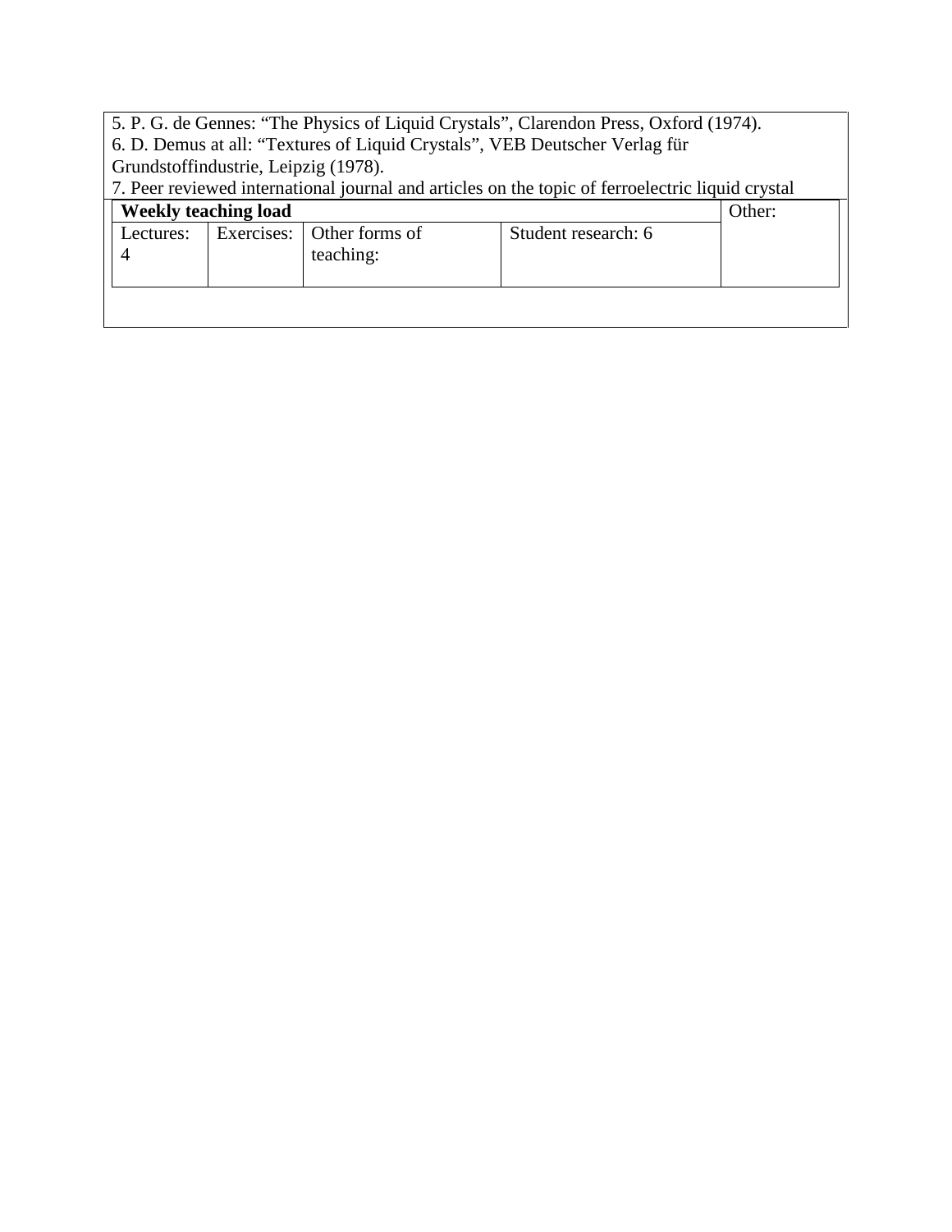5. P. G. de Gennes: “The Physics of Liquid Crystals”, Clarendon Press, Oxford (1974).
6. D. Demus at all: “Textures of Liquid Crystals”, VEB Deutscher Verlag für Grundstoffindustrie, Leipzig (1978).
7. Peer reviewed international journal and articles on the topic of ferroelectric liquid crystal

| **Weekly teaching load** | | | | Other: |
|---|---|---|---|---|
| Lectures: 4 | Exercises: | Other forms of teaching: | Student research: 6 | |